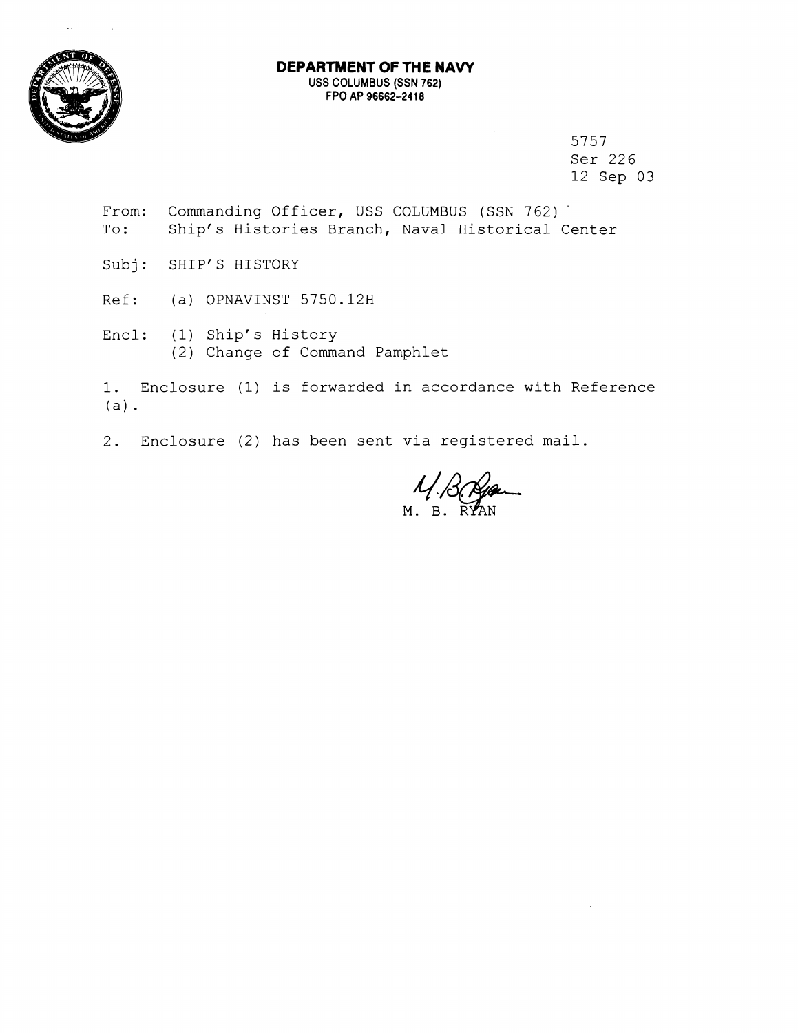**DEPARTMENT OF THE NAVY**
USS COLUMBUS (SSN 762)
FPO AP 96662-2418

5757
Ser 226
12 Sep 03

From: Commanding Officer, USS COLUMBUS (SSN 762)
To: Ship's Histories Branch, Naval Historical Center

Subj: SHIP'S HISTORY

Ref: (a) OPNAVINST 5750.12H

Encl: (1) Ship's History
(2) Change of Command Pamphlet

1. Enclosure (1) is forwarded in accordance with Reference (a).

2. Enclosure (2) has been sent via registered mail.

M. B. RYAN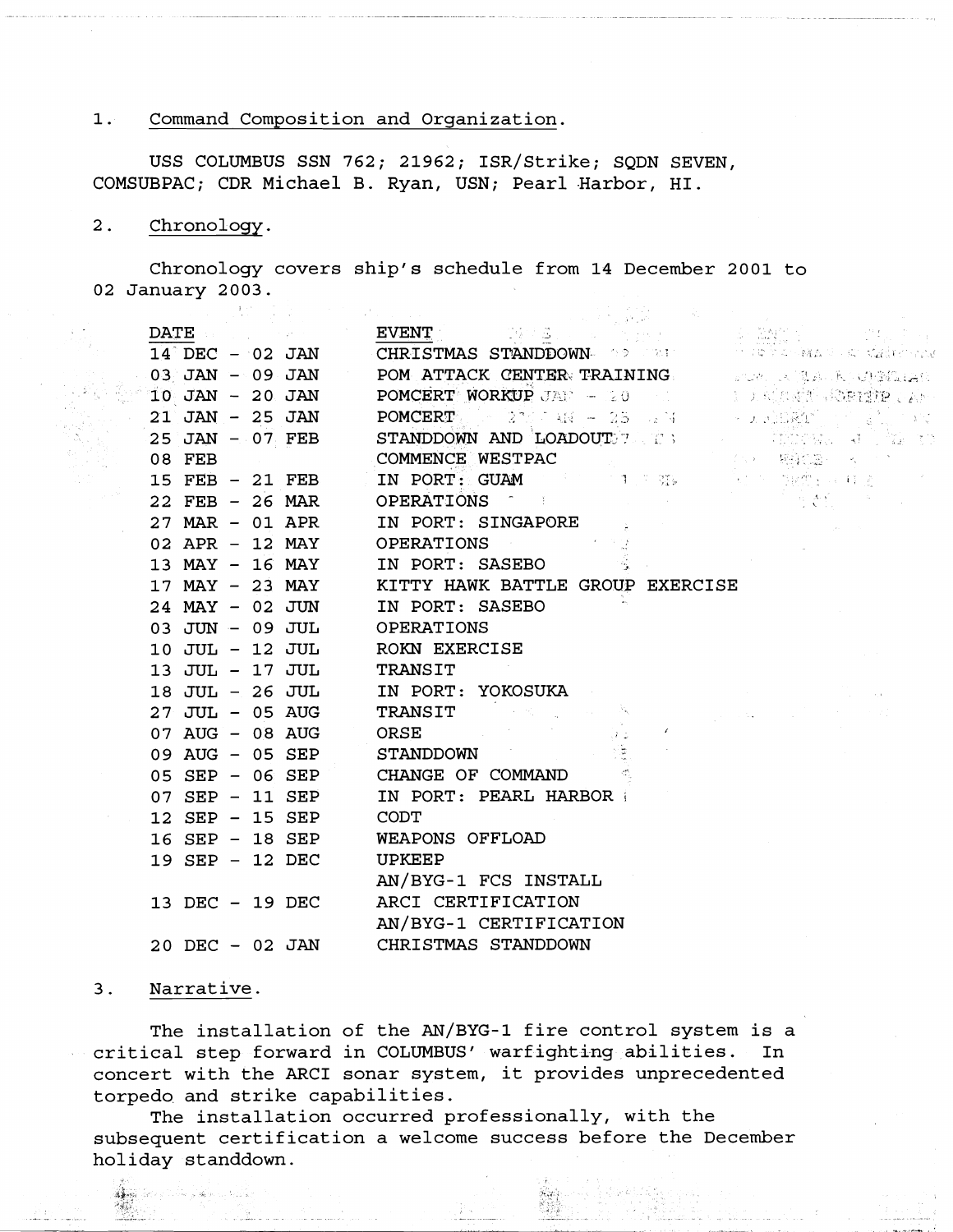1. Command Composition and Organization.

USS COLUMBUS SSN 762; 21962; ISR/Strike; SQDN SEVEN, COMSUBPAC; CDR Michael B. Ryan, USN; Pearl Harbor, HI.

2. Chronology.

Chronology covers ship's schedule from 14 December 2001 to 02 January 2003.

| DATE | EVENT |
| --- | --- |
| 14 DEC - 02 JAN | CHRISTMAS STANDDOWN |
| 03 JAN - 09 JAN | POM ATTACK CENTER TRAINING |
| 10 JAN - 20 JAN | POMCERT WORKUP |
| 21 JAN - 25 JAN | POMCERT |
| 25 JAN - 07 FEB | STANDDOWN AND LOADOUT |
| 08 FEB | COMMENCE WESTPAC |
| 15 FEB - 21 FEB | IN PORT: GUAM |
| 22 FEB - 26 MAR | OPERATIONS |
| 27 MAR - 01 APR | IN PORT: SINGAPORE |
| 02 APR - 12 MAY | OPERATIONS |
| 13 MAY - 16 MAY | IN PORT: SASEBO |
| 17 MAY - 23 MAY | KITTY HAWK BATTLE GROUP EXERCISE |
| 24 MAY - 02 JUN | IN PORT: SASEBO |
| 03 JUN - 09 JUL | OPERATIONS |
| 10 JUL - 12 JUL | ROKN EXERCISE |
| 13 JUL - 17 JUL | TRANSIT |
| 18 JUL - 26 JUL | IN PORT: YOKOSUKA |
| 27 JUL - 05 AUG | TRANSIT |
| 07 AUG - 08 AUG | ORSE |
| 09 AUG - 05 SEP | STANDDOWN |
| 05 SEP - 06 SEP | CHANGE OF COMMAND |
| 07 SEP - 11 SEP | IN PORT: PEARL HARBOR |
| 12 SEP - 15 SEP | CODT |
| 16 SEP - 18 SEP | WEAPONS OFFLOAD |
| 19 SEP - 12 DEC | UPKEEP<br>AN/BYG-1 FCS INSTALL |
| 13 DEC - 19 DEC | ARCI CERTIFICATION<br>AN/BYG-1 CERTIFICATION |
| 20 DEC - 02 JAN | CHRISTMAS STANDDOWN |

3. Narrative.

The installation of the AN/BYG-1 fire control system is a critical step forward in COLUMBUS' warfighting abilities. In concert with the ARCI sonar system, it provides unprecedented torpedo and strike capabilities.

The installation occurred professionally, with the subsequent certification a welcome success before the December holiday standdown.